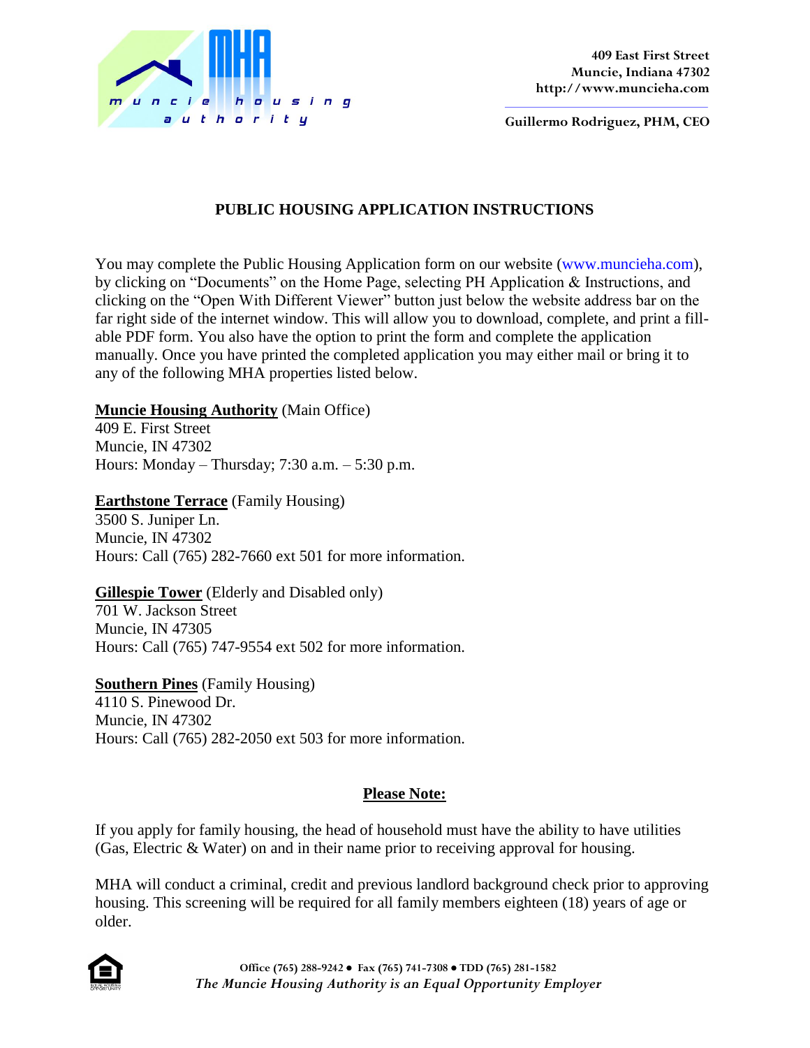409 East First Street
Muncie, Indiana 47302
http://www.muncieha.com

Guillermo Rodriguez, PHM, CEO

# PUBLIC HOUSING APPLICATION INSTRUCTIONS

You may complete the Public Housing Application form on our website (www.muncieha.com), by clicking on "Documents" on the Home Page, selecting PH Application & Instructions, and clicking on the "Open With Different Viewer" button just below the website address bar on the far right side of the internet window. This will allow you to download, complete, and print a fill-able PDF form. You also have the option to print the form and complete the application manually. Once you have printed the completed application you may either mail or bring it to any of the following MHA properties listed below.

**Muncie Housing Authority** (Main Office)
409 E. First Street
Muncie, IN 47302
Hours: Monday – Thursday; 7:30 a.m. – 5:30 p.m.

**Earthstone Terrace** (Family Housing)
3500 S. Juniper Ln.
Muncie, IN 47302
Hours: Call (765) 282-7660 ext 501 for more information.

**Gillespie Tower** (Elderly and Disabled only)
701 W. Jackson Street
Muncie, IN 47305
Hours: Call (765) 747-9554 ext 502 for more information.

**Southern Pines** (Family Housing)
4110 S. Pinewood Dr.
Muncie, IN 47302
Hours: Call (765) 282-2050 ext 503 for more information.

## Please Note:

If you apply for family housing, the head of household must have the ability to have utilities (Gas, Electric & Water) on and in their name prior to receiving approval for housing.

MHA will conduct a criminal, credit and previous landlord background check prior to approving housing. This screening will be required for all family members eighteen (18) years of age or older.

Office (765) 288-9242 ● Fax (765) 741-7308 ● TDD (765) 281-1582
*The Muncie Housing Authority is an Equal Opportunity Employer*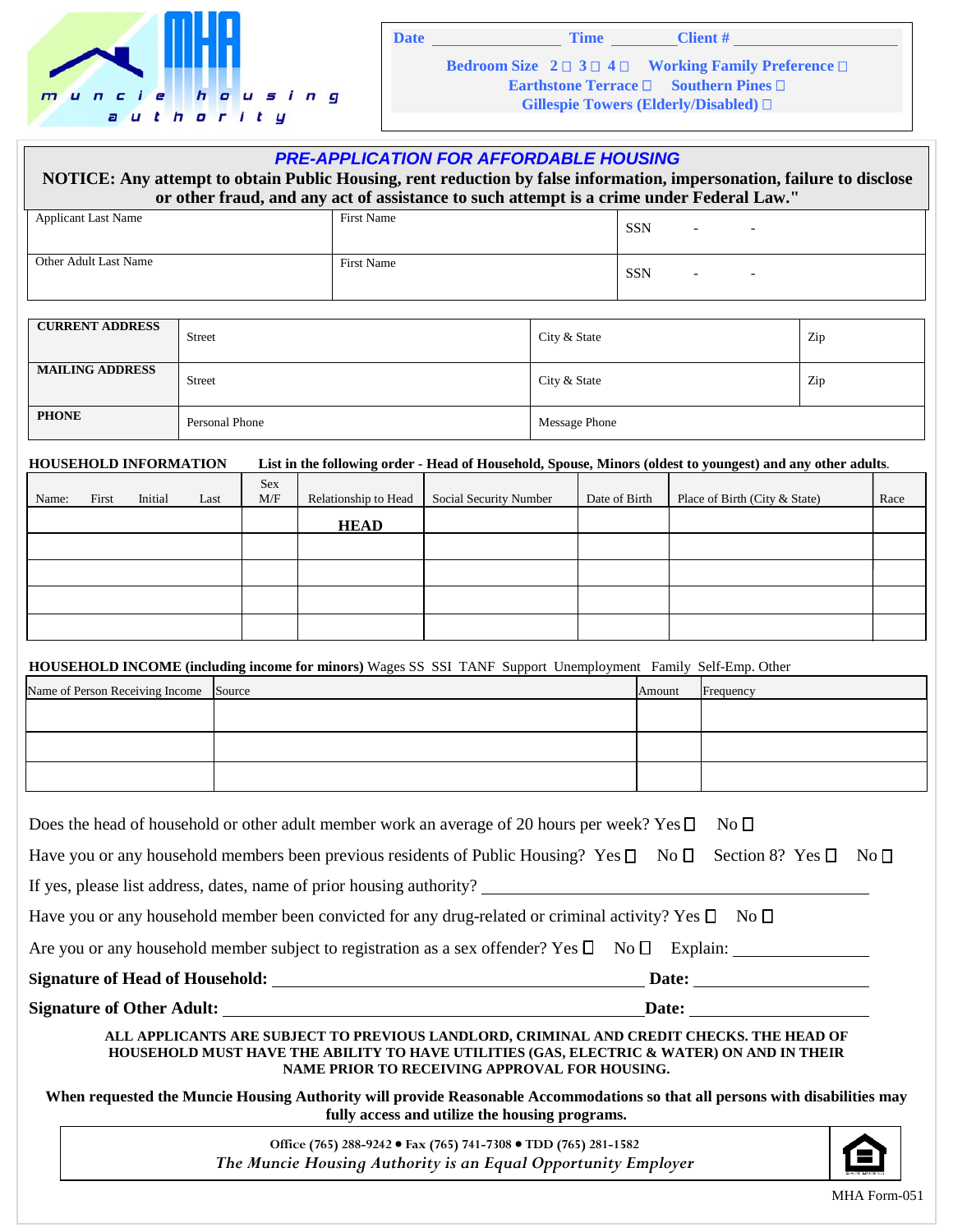muncie housing authority

| Date | Time | Client # |
|---|---|---|

**Bedroom Size** 2 ☐ 3 ☐ 4 ☐ **Working Family Preference** ☐
**Earthstone Terrace** ☐ **Southern Pines** ☐
**Gillespie Towers (Elderly/Disabled)** ☐

## *PRE-APPLICATION FOR AFFORDABLE HOUSING*

**NOTICE: Any attempt to obtain Public Housing, rent reduction by false information, impersonation, failure to disclose or other fraud, and any act of assistance to such attempt is a crime under Federal Law."**

| | | |
|---|---|---|
| Applicant Last Name | First Name | SSN - - |
| Other Adult Last Name | First Name | SSN - - |

| | | | |
|---|---|---|---|
| **CURRENT ADDRESS** | Street | City & State | Zip |
| **MAILING ADDRESS** | Street | City & State | Zip |
| **PHONE** | Personal Phone | Message Phone | |

**HOUSEHOLD INFORMATION** **List in the following order - Head of Household, Spouse, Minors (oldest to youngest) and any other adults.**

| Name: First Initial Last | Sex M/F | Relationship to Head | Social Security Number | Date of Birth | Place of Birth (City & State) | Race |
|---|---|---|---|---|---|---|
| | | **HEAD** | | | | |
| | | | | | | |
| | | | | | | |
| | | | | | | |
| | | | | | | |

**HOUSEHOLD INCOME (including income for minors)** Wages SS SSI TANF Support Unemployment Family Self-Emp. Other

| Name of Person Receiving Income | Source | Amount | Frequency |
|---|---|---|---|
| | | | |
| | | | |
| | | | |

Does the head of household or other adult member work an average of 20 hours per week? Yes ☐ No ☐

Have you or any household members been previous residents of Public Housing? Yes ☐ No ☐ Section 8? Yes ☐ No ☐

If yes, please list address, dates, name of prior housing authority? ______________________

Have you or any household member been convicted for any drug-related or criminal activity? Yes ☐ No ☐

Are you or any household member subject to registration as a sex offender? Yes ☐ No ☐ Explain: ____________

**Signature of Head of Household:** ______________________ **Date:** ____________

**Signature of Other Adult:** ______________________ **Date:** ____________

**ALL APPLICANTS ARE SUBJECT TO PREVIOUS LANDLORD, CRIMINAL AND CREDIT CHECKS. THE HEAD OF HOUSEHOLD MUST HAVE THE ABILITY TO HAVE UTILITIES (GAS, ELECTRIC & WATER) ON AND IN THEIR NAME PRIOR TO RECEIVING APPROVAL FOR HOUSING.**

**When requested the Muncie Housing Authority will provide Reasonable Accommodations so that all persons with disabilities may fully access and utilize the housing programs.**

**Office (765) 288-9242 • Fax (765) 741-7308 • TDD (765) 281-1582**
*The Muncie Housing Authority is an Equal Opportunity Employer*

MHA Form-051